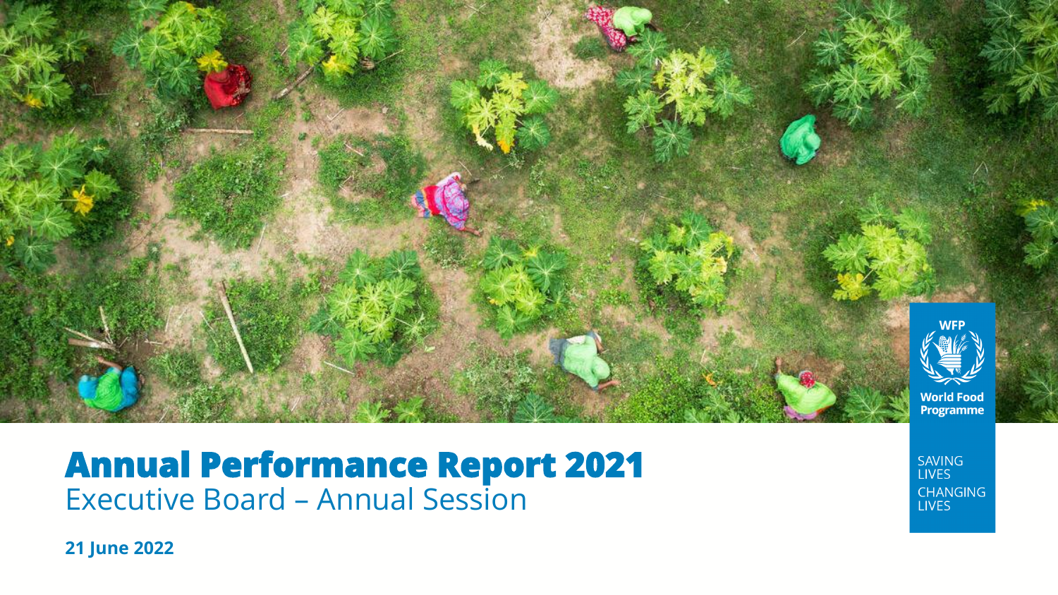# Annual Performance Report 2021

## Executive Board – Annual Session

**21 June 2022**

WFP

World Food Programme

SAVING LIVES
CHANGING LIVES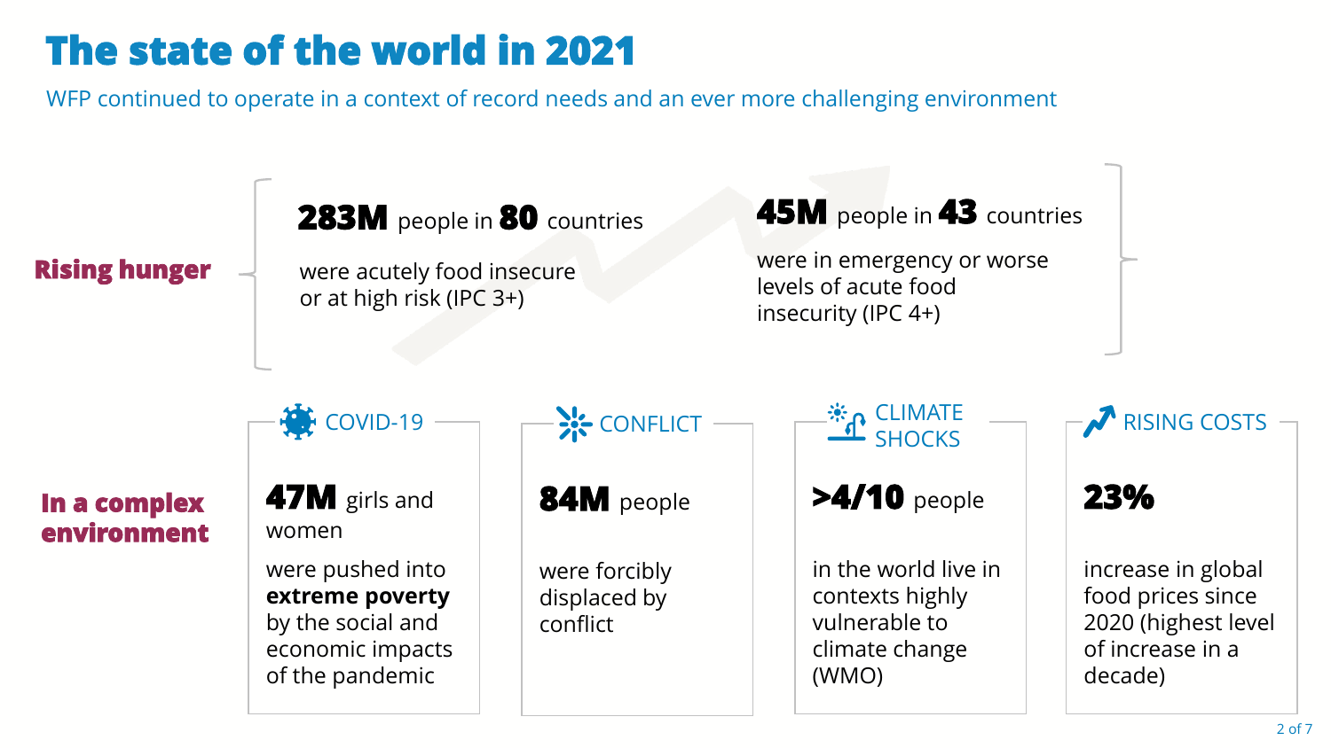# The state of the world in 2021

WFP continued to operate in a context of record needs and an ever more challenging environment

## Rising hunger

**283M** people in **80** countries

were acutely food insecure or at high risk (IPC 3+)

**45M** people in **43** countries

were in emergency or worse levels of acute food insecurity (IPC 4+)

## In a complex environment

### COVID-19

**47M** girls and women

were pushed into **extreme poverty** by the social and economic impacts of the pandemic

### CONFLICT

**84M** people

were forcibly displaced by conflict

### CLIMATE SHOCKS

**>4/10** people

in the world live in contexts highly vulnerable to climate change (WMO)

### RISING COSTS

**23%**

increase in global food prices since 2020 (highest level of increase in a decade)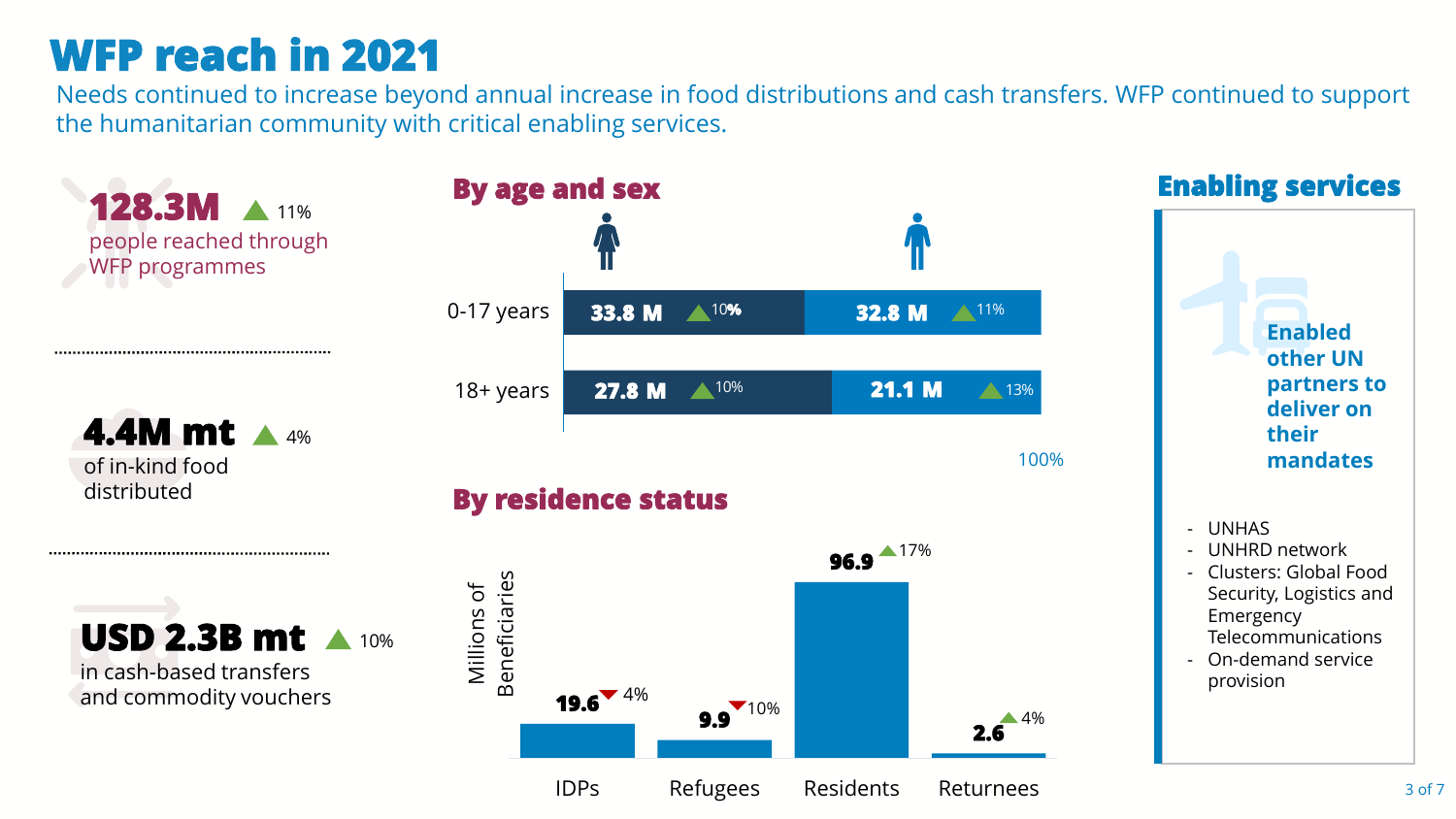# WFP reach in 2021

Needs continued to increase beyond annual increase in food distributions and cash transfers. WFP continued to support the humanitarian community with critical enabling services.

**128.3M** ▲ 11%
people reached through WFP programmes

**4.4M mt** ▲ 4%
of in-kind food distributed

**USD 2.3B mt** ▲ 10%
in cash-based transfers and commodity vouchers

## By age and sex

| | Female | Male |
|---|---|---|
| 0-17 years | 33.8 M ▲ 10% | 32.8 M ▲ 11% |
| 18+ years | 27.8 M ▲ 10% | 21.1 M ▲ 13% |

100%

## By residence status

Millions of Beneficiaries

| | IDPs | Refugees | Residents | Returnees |
|---|---|---|---|---|
| Millions of Beneficiaries | 19.6 ▼ 4% | 9.9 ▼ 10% | 96.9 ▲ 17% | 2.6 ▲ 4% |

## Enabling services

**Enabled other UN partners to deliver on their mandates**

- UNHAS
- UNHRD network
- Clusters: Global Food Security, Logistics and Emergency Telecommunications
- On-demand service provision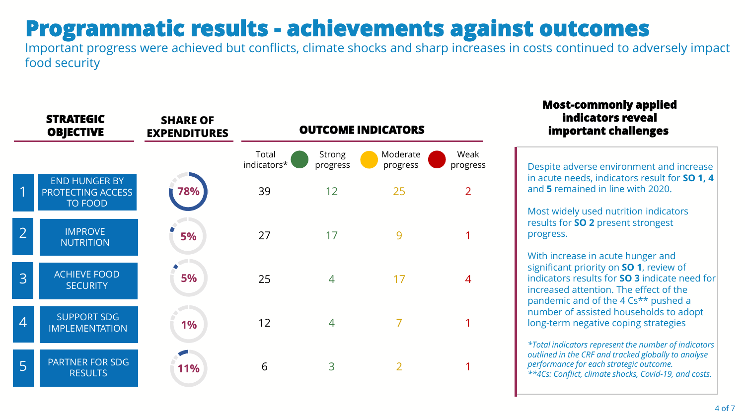# Programmatic results - achievements against outcomes

Important progress were achieved but conflicts, climate shocks and sharp increases in costs continued to adversely impact food security

| STRATEGIC OBJECTIVE | SHARE OF EXPENDITURES | OUTCOME INDICATORS | | | |
|---|---|---|---|---|---|
| | | Total indicators* | Strong progress | Moderate progress | Weak progress |
| 1 END HUNGER BY PROTECTING ACCESS TO FOOD | 78% | 39 | 12 | 25 | 2 |
| 2 IMPROVE NUTRITION | 5% | 27 | 17 | 9 | 1 |
| 3 ACHIEVE FOOD SECURITY | 5% | 25 | 4 | 17 | 4 |
| 4 SUPPORT SDG IMPLEMENTATION | 1% | 12 | 4 | 7 | 1 |
| 5 PARTNER FOR SDG RESULTS | 11% | 6 | 3 | 2 | 1 |

## Most-commonly applied indicators reveal important challenges

Despite adverse environment and increase in acute needs, indicators result for **SO 1, 4** and **5** remained in line with 2020.

Most widely used nutrition indicators results for **SO 2** present strongest progress.

With increase in acute hunger and significant priority on **SO 1**, review of indicators results for **SO 3** indicate need for increased attention. The effect of the pandemic and of the 4 Cs** pushed a number of assisted households to adopt long-term negative coping strategies

*\*Total indicators represent the number of indicators outlined in the CRF and tracked globally to analyse performance for each strategic outcome.*
*\*\*4Cs: Conflict, climate shocks, Covid-19, and costs.*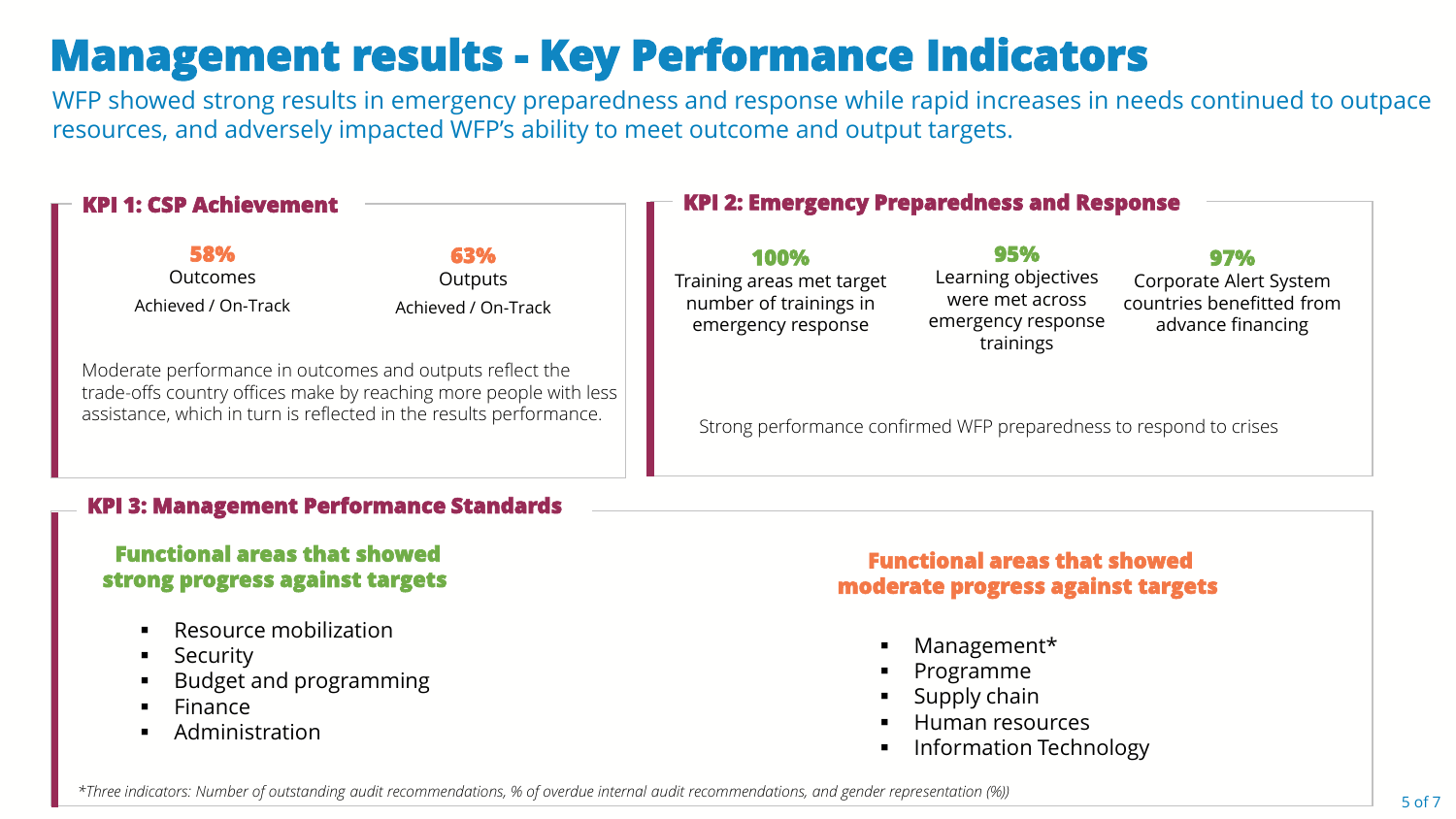# Management results - Key Performance Indicators

WFP showed strong results in emergency preparedness and response while rapid increases in needs continued to outpace resources, and adversely impacted WFP's ability to meet outcome and output targets.

## KPI 1: CSP Achievement

**58%**
Outcomes
Achieved / On-Track

**63%**
Outputs
Achieved / On-Track

Moderate performance in outcomes and outputs reflect the trade-offs country offices make by reaching more people with less assistance, which in turn is reflected in the results performance.

## KPI 2: Emergency Preparedness and Response

**100%**
Training areas met target number of trainings in emergency response

**95%**
Learning objectives were met across emergency response trainings

**97%**
Corporate Alert System countries benefitted from advance financing

Strong performance confirmed WFP preparedness to respond to crises

## KPI 3: Management Performance Standards

### Functional areas that showed strong progress against targets

- Resource mobilization
- Security
- Budget and programming
- Finance
- Administration

### Functional areas that showed moderate progress against targets

- Management*
- Programme
- Supply chain
- Human resources
- Information Technology

*\*Three indicators: Number of outstanding audit recommendations, % of overdue internal audit recommendations, and gender representation (%))*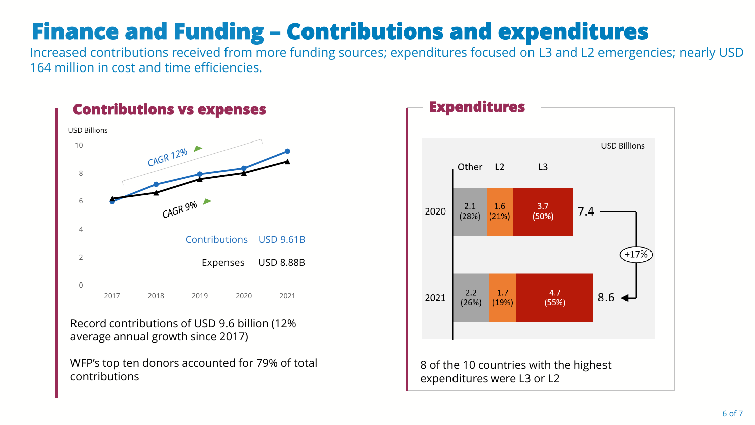# Finance and Funding – Contributions and expenditures

Increased contributions received from more funding sources; expenditures focused on L3 and L2 emergencies; nearly USD 164 million in cost and time efficiencies.

## Contributions vs expenses

USD Billions

CAGR 12%

CAGR 9%

| | USD |
|---|---|
| Contributions | USD 9.61B |
| Expenses | USD 8.88B |

Record contributions of USD 9.6 billion (12% average annual growth since 2017)

WFP's top ten donors accounted for 79% of total contributions

## Expenditures

USD Billions

| Year | Other | L2 | L3 | Total |
|---|---|---|---|---|
| 2020 | 2.1 (28%) | 1.6 (21%) | 3.7 (50%) | 7.4 |
| 2021 | 2.2 (26%) | 1.7 (19%) | 4.7 (55%) | 8.6 |

+17%

8 of the 10 countries with the highest expenditures were L3 or L2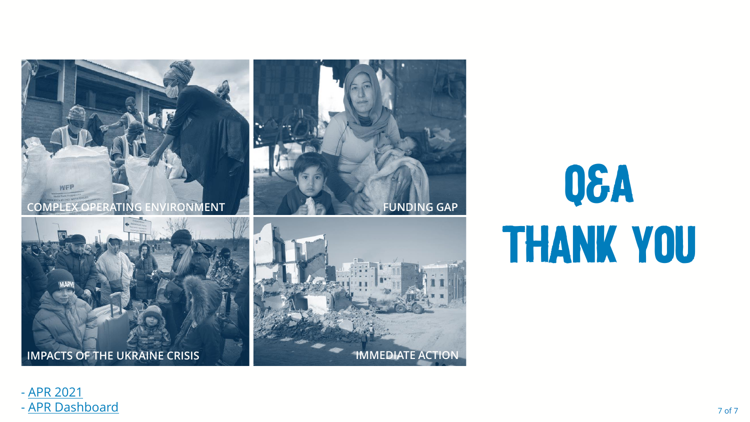COMPLEX OPERATING ENVIRONMENT

FUNDING GAP

IMPACTS OF THE UKRAINE CRISIS

IMMEDIATE ACTION

# Q&A

# THANK YOU

- APR 2021
- APR Dashboard